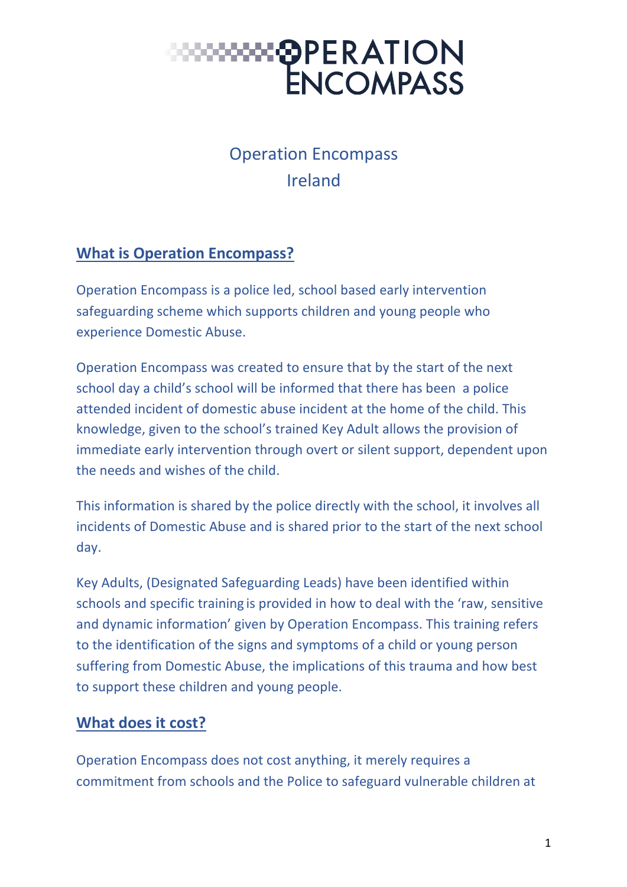# OPERATION ENCOMPASS

## Operation Encompass Ireland

### What is Operation Encompass?

Operation Encompass is a police led, school based early intervention safeguarding scheme which supports children and young people who experience Domestic Abuse.

Operation Encompass was created to ensure that by the start of the next school day a child's school will be informed that there has been a police attended incident of domestic abuse incident at the home of the child. This knowledge, given to the school's trained Key Adult allows the provision of immediate early intervention through overt or silent support, dependent upon the needs and wishes of the child.

This information is shared by the police directly with the school, it involves all incidents of Domestic Abuse and is shared prior to the start of the next school day.

Key Adults, (Designated Safeguarding Leads) have been identified within schools and specific training is provided in how to deal with the 'raw, sensitive and dynamic information' given by Operation Encompass. This training refers to the identification of the signs and symptoms of a child or young person suffering from Domestic Abuse, the implications of this trauma and how best to support these children and young people.

### What does it cost?

Operation Encompass does not cost anything, it merely requires a commitment from schools and the Police to safeguard vulnerable children at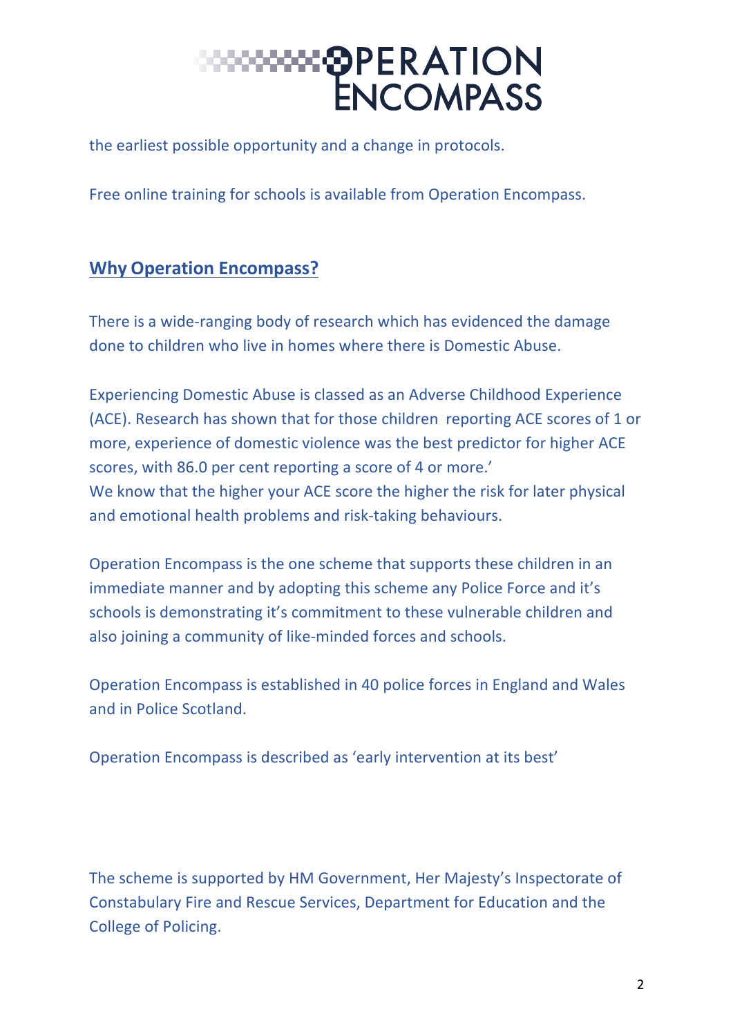the earliest possible opportunity and a change in protocols.

Free online training for schools is available from Operation Encompass.

## Why Operation Encompass?

There is a wide-ranging body of research which has evidenced the damage done to children who live in homes where there is Domestic Abuse.

Experiencing Domestic Abuse is classed as an Adverse Childhood Experience (ACE). Research has shown that for those children reporting ACE scores of 1 or more, experience of domestic violence was the best predictor for higher ACE scores, with 86.0 per cent reporting a score of 4 or more.'
We know that the higher your ACE score the higher the risk for later physical and emotional health problems and risk-taking behaviours.

Operation Encompass is the one scheme that supports these children in an immediate manner and by adopting this scheme any Police Force and it's schools is demonstrating it's commitment to these vulnerable children and also joining a community of like-minded forces and schools.

Operation Encompass is established in 40 police forces in England and Wales and in Police Scotland.

Operation Encompass is described as 'early intervention at its best'

The scheme is supported by HM Government, Her Majesty's Inspectorate of Constabulary Fire and Rescue Services, Department for Education and the College of Policing.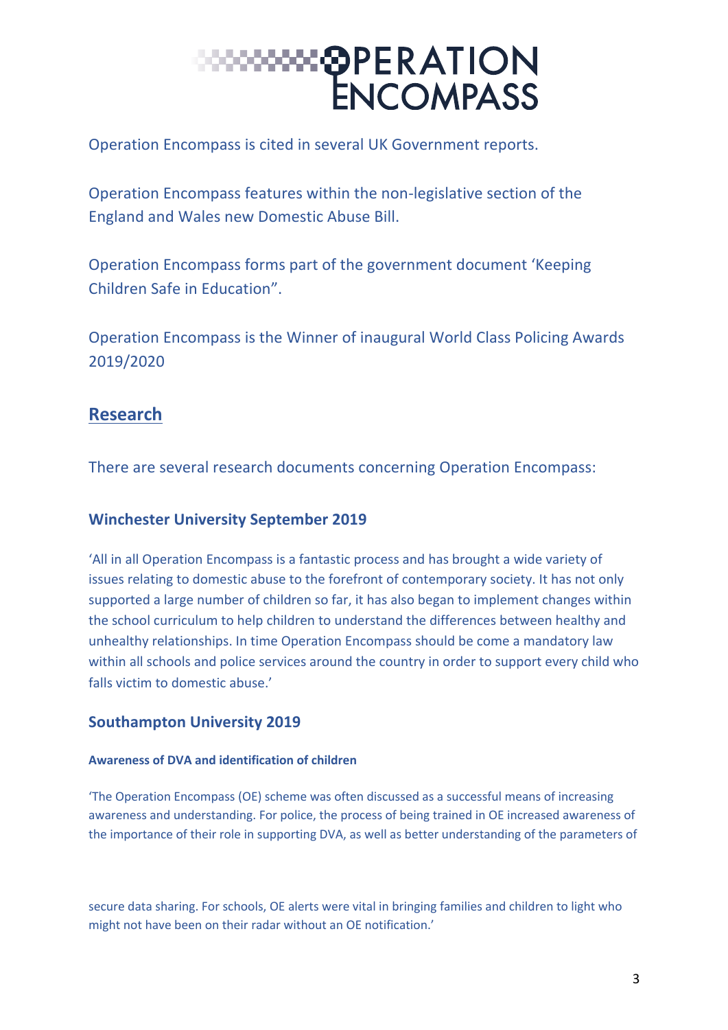Operation Encompass is cited in several UK Government reports.

Operation Encompass features within the non-legislative section of the England and Wales new Domestic Abuse Bill.

Operation Encompass forms part of the government document 'Keeping Children Safe in Education".

Operation Encompass is the Winner of inaugural World Class Policing Awards 2019/2020

## Research

There are several research documents concerning Operation Encompass:

### Winchester University September 2019

'All in all Operation Encompass is a fantastic process and has brought a wide variety of issues relating to domestic abuse to the forefront of contemporary society. It has not only supported a large number of children so far, it has also began to implement changes within the school curriculum to help children to understand the differences between healthy and unhealthy relationships. In time Operation Encompass should be come a mandatory law within all schools and police services around the country in order to support every child who falls victim to domestic abuse.'

### Southampton University 2019

#### Awareness of DVA and identification of children

'The Operation Encompass (OE) scheme was often discussed as a successful means of increasing awareness and understanding. For police, the process of being trained in OE increased awareness of the importance of their role in supporting DVA, as well as better understanding of the parameters of secure data sharing. For schools, OE alerts were vital in bringing families and children to light who might not have been on their radar without an OE notification.'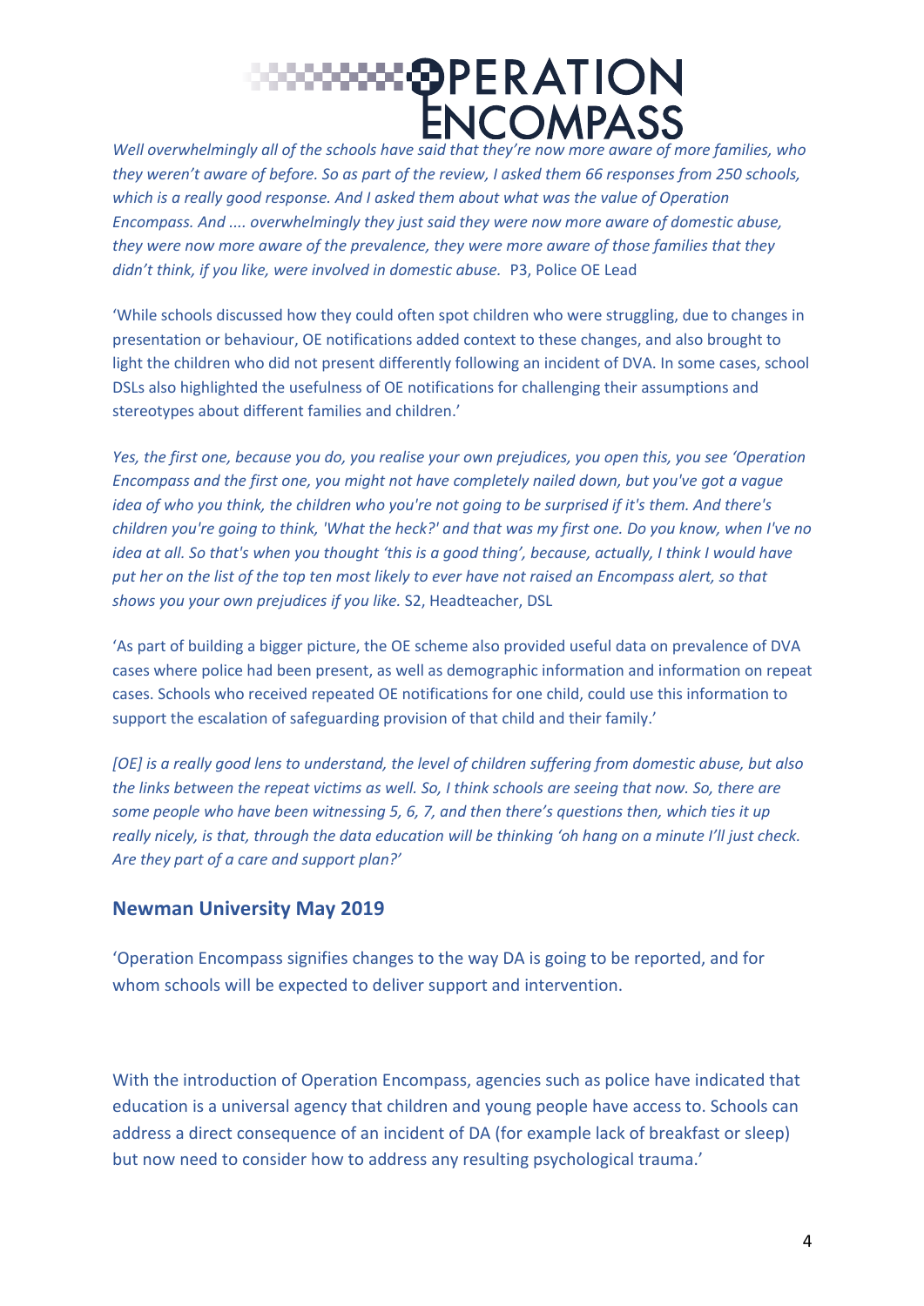*Well overwhelmingly all of the schools have said that they're now more aware of more families, who they weren't aware of before. So as part of the review, I asked them 66 responses from 250 schools, which is a really good response. And I asked them about what was the value of Operation Encompass. And .... overwhelmingly they just said they were now more aware of domestic abuse, they were now more aware of the prevalence, they were more aware of those families that they didn't think, if you like, were involved in domestic abuse.* P3, Police OE Lead

'While schools discussed how they could often spot children who were struggling, due to changes in presentation or behaviour, OE notifications added context to these changes, and also brought to light the children who did not present differently following an incident of DVA. In some cases, school DSLs also highlighted the usefulness of OE notifications for challenging their assumptions and stereotypes about different families and children.'

*Yes, the first one, because you do, you realise your own prejudices, you open this, you see 'Operation Encompass and the first one, you might not have completely nailed down, but you've got a vague idea of who you think, the children who you're not going to be surprised if it's them. And there's children you're going to think, 'What the heck?' and that was my first one. Do you know, when I've no idea at all. So that's when you thought 'this is a good thing', because, actually, I think I would have put her on the list of the top ten most likely to ever have not raised an Encompass alert, so that shows you your own prejudices if you like.* S2, Headteacher, DSL

'As part of building a bigger picture, the OE scheme also provided useful data on prevalence of DVA cases where police had been present, as well as demographic information and information on repeat cases. Schools who received repeated OE notifications for one child, could use this information to support the escalation of safeguarding provision of that child and their family.'

*[OE] is a really good lens to understand, the level of children suffering from domestic abuse, but also the links between the repeat victims as well. So, I think schools are seeing that now. So, there are some people who have been witnessing 5, 6, 7, and then there's questions then, which ties it up really nicely, is that, through the data education will be thinking 'oh hang on a minute I'll just check. Are they part of a care and support plan?'*

## Newman University May 2019

'Operation Encompass signifies changes to the way DA is going to be reported, and for whom schools will be expected to deliver support and intervention.

With the introduction of Operation Encompass, agencies such as police have indicated that education is a universal agency that children and young people have access to. Schools can address a direct consequence of an incident of DA (for example lack of breakfast or sleep) but now need to consider how to address any resulting psychological trauma.'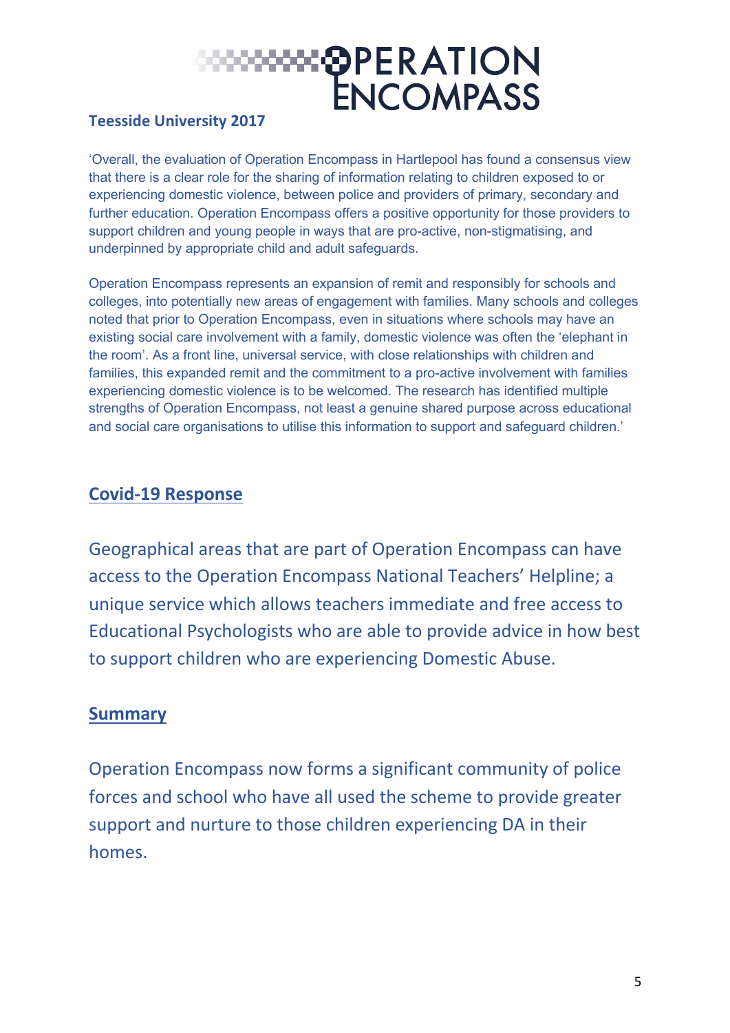**Teesside University 2017**

'Overall, the evaluation of Operation Encompass in Hartlepool has found a consensus view that there is a clear role for the sharing of information relating to children exposed to or experiencing domestic violence, between police and providers of primary, secondary and further education. Operation Encompass offers a positive opportunity for those providers to support children and young people in ways that are pro-active, non-stigmatising, and underpinned by appropriate child and adult safeguards.

Operation Encompass represents an expansion of remit and responsibly for schools and colleges, into potentially new areas of engagement with families. Many schools and colleges noted that prior to Operation Encompass, even in situations where schools may have an existing social care involvement with a family, domestic violence was often the 'elephant in the room'. As a front line, universal service, with close relationships with children and families, this expanded remit and the commitment to a pro-active involvement with families experiencing domestic violence is to be welcomed. The research has identified multiple strengths of Operation Encompass, not least a genuine shared purpose across educational and social care organisations to utilise this information to support and safeguard children.'

## Covid-19 Response

Geographical areas that are part of Operation Encompass can have access to the Operation Encompass National Teachers' Helpline; a unique service which allows teachers immediate and free access to Educational Psychologists who are able to provide advice in how best to support children who are experiencing Domestic Abuse.

## Summary

Operation Encompass now forms a significant community of police forces and school who have all used the scheme to provide greater support and nurture to those children experiencing DA in their homes.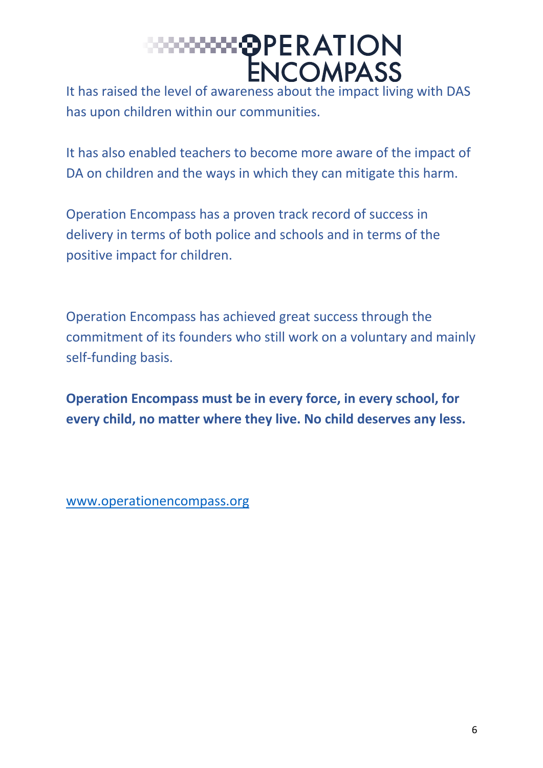It has raised the level of awareness about the impact living with DAS has upon children within our communities.

It has also enabled teachers to become more aware of the impact of DA on children and the ways in which they can mitigate this harm.

Operation Encompass has a proven track record of success in delivery in terms of both police and schools and in terms of the positive impact for children.

Operation Encompass has achieved great success through the commitment of its founders who still work on a voluntary and mainly self-funding basis.

**Operation Encompass must be in every force, in every school, for every child, no matter where they live. No child deserves any less.**

www.operationencompass.org